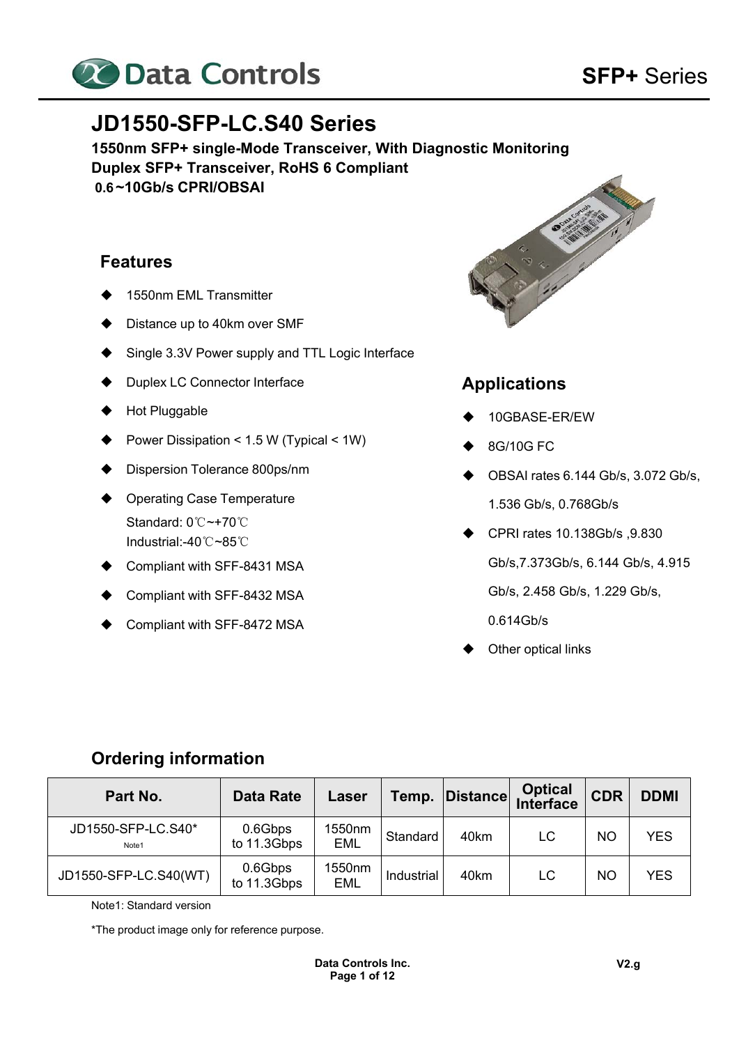# JD1550-SFP-LC.S40 Series

**1550nm SFP+ single-Mode Transceiver, With Diagnostic Monitoring**
**Duplex SFP+ Transceiver, RoHS 6 Compliant**
**0.6~10Gb/s CPRI/OBSAI**

## Features

- 1550nm EML Transmitter
- Distance up to 40km over SMF
- Single 3.3V Power supply and TTL Logic Interface
- Duplex LC Connector Interface
- Hot Pluggable
- Power Dissipation < 1.5 W (Typical < 1W)
- Dispersion Tolerance 800ps/nm
- Operating Case Temperature
  Standard: 0℃~+70℃
  Industrial:-40℃~85℃
- Compliant with SFF-8431 MSA
- Compliant with SFF-8432 MSA
- Compliant with SFF-8472 MSA

## Applications

- 10GBASE-ER/EW
- 8G/10G FC
- OBSAI rates 6.144 Gb/s, 3.072 Gb/s, 1.536 Gb/s, 0.768Gb/s
- CPRI rates 10.138Gb/s ,9.830 Gb/s,7.373Gb/s, 6.144 Gb/s, 4.915 Gb/s, 2.458 Gb/s, 1.229 Gb/s, 0.614Gb/s
- Other optical links

## Ordering information

| Part No. | Data Rate | Laser | Temp. | Distance | Optical Interface | CDR | DDMI |
|---|---|---|---|---|---|---|---|
| JD1550-SFP-LC.S40* Note1 | 0.6Gbps to 11.3Gbps | 1550nm EML | Standard | 40km | LC | NO | YES |
| JD1550-SFP-LC.S40(WT) | 0.6Gbps to 11.3Gbps | 1550nm EML | Industrial | 40km | LC | NO | YES |

Note1: Standard version

*The product image only for reference purpose.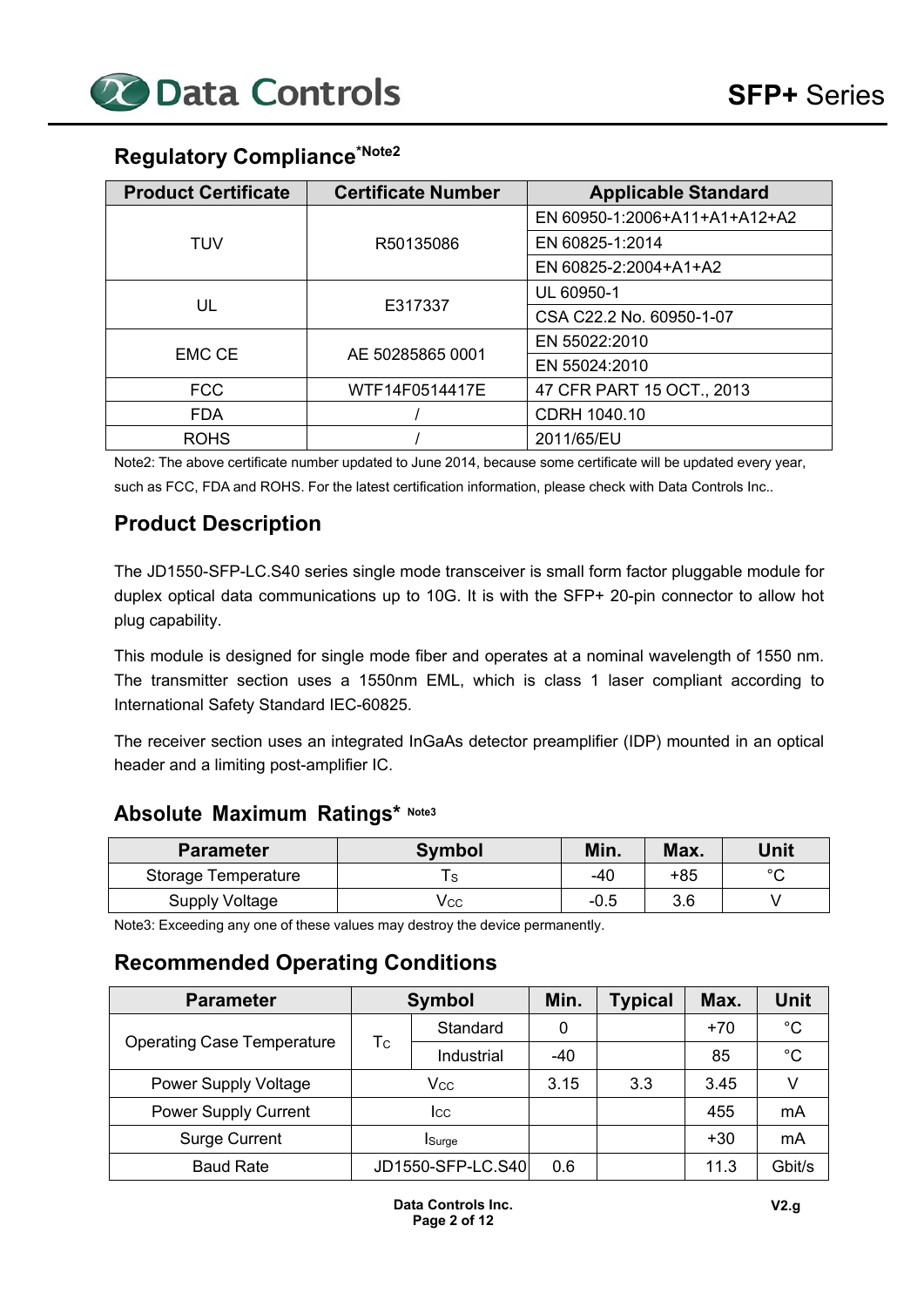## Regulatory Compliance*Note2

| Product Certificate | Certificate Number | Applicable Standard |
|---|---|---|
| TUV | R50135086 | EN 60950-1:2006+A11+A1+A12+A2 |
| | | EN 60825-1:2014 |
| | | EN 60825-2:2004+A1+A2 |
| UL | E317337 | UL 60950-1 |
| | | CSA C22.2 No. 60950-1-07 |
| EMC CE | AE 50285865 0001 | EN 55022:2010 |
| | | EN 55024:2010 |
| FCC | WTF14F0514417E | 47 CFR PART 15 OCT., 2013 |
| FDA | / | CDRH 1040.10 |
| ROHS | / | 2011/65/EU |

Note2: The above certificate number updated to June 2014, because some certificate will be updated every year, such as FCC, FDA and ROHS. For the latest certification information, please check with Data Controls Inc..

## Product Description

The JD1550-SFP-LC.S40 series single mode transceiver is small form factor pluggable module for duplex optical data communications up to 10G. It is with the SFP+ 20-pin connector to allow hot plug capability.

This module is designed for single mode fiber and operates at a nominal wavelength of 1550 nm. The transmitter section uses a 1550nm EML, which is class 1 laser compliant according to International Safety Standard IEC-60825.

The receiver section uses an integrated InGaAs detector preamplifier (IDP) mounted in an optical header and a limiting post-amplifier IC.

## Absolute Maximum Ratings* Note3

| Parameter | Symbol | Min. | Max. | Unit |
|---|---|---|---|---|
| Storage Temperature | $T_S$ | -40 | +85 | °C |
| Supply Voltage | $V_{CC}$ | -0.5 | 3.6 | V |

Note3: Exceeding any one of these values may destroy the device permanently.

## Recommended Operating Conditions

| Parameter | Symbol | | Min. | Typical | Max. | Unit |
|---|---|---|---|---|---|---|
| Operating Case Temperature | $T_C$ | Standard | 0 | | +70 | °C |
| | | Industrial | -40 | | 85 | °C |
| Power Supply Voltage | $V_{CC}$ | | 3.15 | 3.3 | 3.45 | V |
| Power Supply Current | $I_{CC}$ | | | | 455 | mA |
| Surge Current | $I_{Surge}$ | | | | +30 | mA |
| Baud Rate | JD1550-SFP-LC.S40 | | 0.6 | | 11.3 | Gbit/s |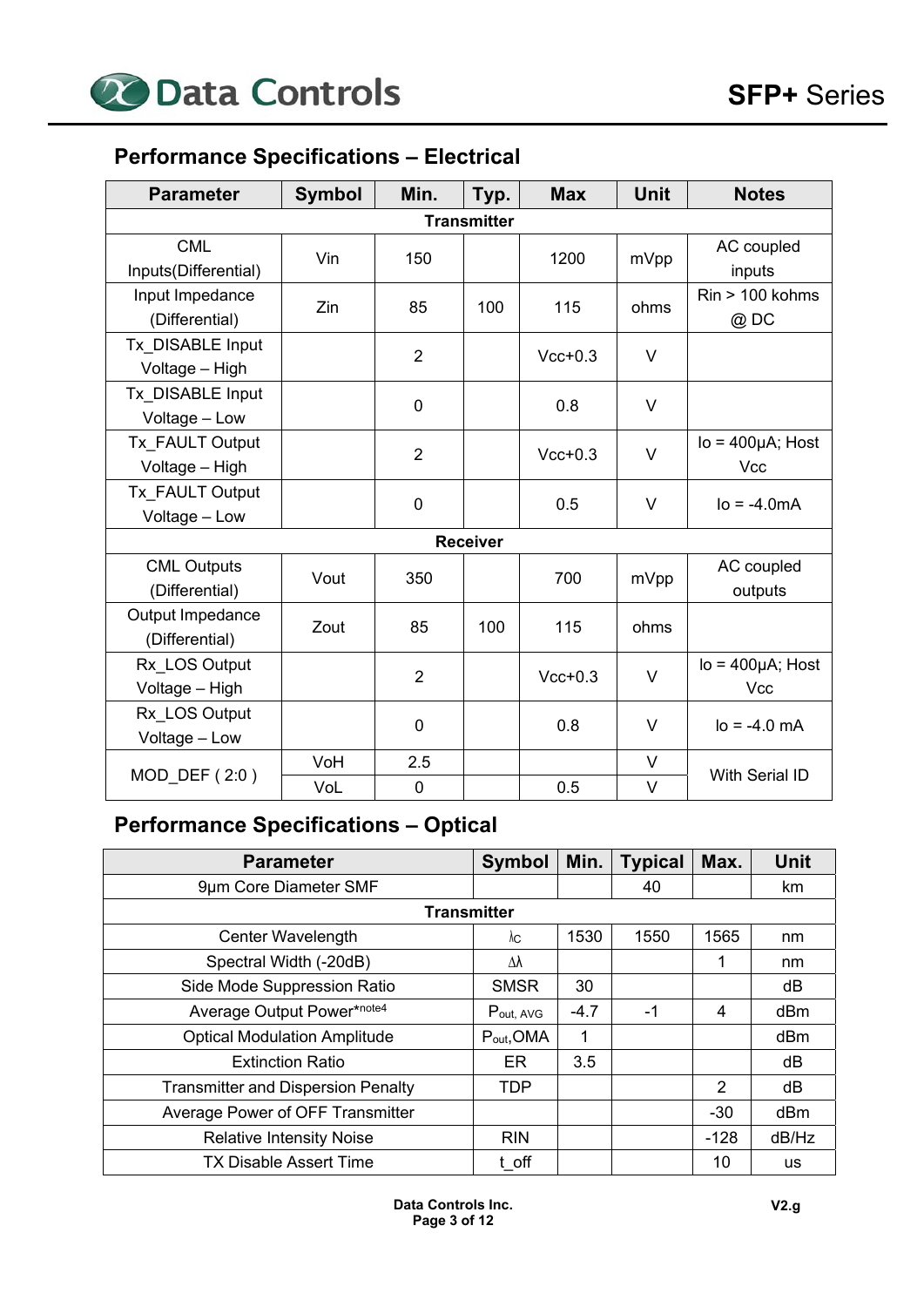## Performance Specifications – Electrical

| Parameter | Symbol | Min. | Typ. | Max | Unit | Notes |
|---|---|---|---|---|---|---|
| **Transmitter** | | | | | | |
| CML Inputs(Differential) | Vin | 150 | | 1200 | mVpp | AC coupled inputs |
| Input Impedance (Differential) | Zin | 85 | 100 | 115 | ohms | Rin > 100 kohms @ DC |
| Tx_DISABLE Input Voltage – High | | 2 | | Vcc+0.3 | V | |
| Tx_DISABLE Input Voltage – Low | | 0 | | 0.8 | V | |
| Tx_FAULT Output Voltage – High | | 2 | | Vcc+0.3 | V | Io = 400µA; Host Vcc |
| Tx_FAULT Output Voltage – Low | | 0 | | 0.5 | V | Io = -4.0mA |
| **Receiver** | | | | | | |
| CML Outputs (Differential) | Vout | 350 | | 700 | mVpp | AC coupled outputs |
| Output Impedance (Differential) | Zout | 85 | 100 | 115 | ohms | |
| Rx_LOS Output Voltage – High | | 2 | | Vcc+0.3 | V | Io = 400µA; Host Vcc |
| Rx_LOS Output Voltage – Low | | 0 | | 0.8 | V | Io = -4.0 mA |
| MOD_DEF ( 2:0 ) | VoH | 2.5 | | | V | With Serial ID |
| | VoL | 0 | | 0.5 | V | |

## Performance Specifications – Optical

| Parameter | Symbol | Min. | Typical | Max. | Unit |
|---|---|---|---|---|---|
| 9µm Core Diameter SMF | | | 40 | | km |
| **Transmitter** | | | | | |
| Center Wavelength | $\lambda_C$ | 1530 | 1550 | 1565 | nm |
| Spectral Width (-20dB) | $\Delta\lambda$ | | | 1 | nm |
| Side Mode Suppression Ratio | SMSR | 30 | | | dB |
| Average Output Power*note4 | $P_{out,\ AVG}$ | -4.7 | -1 | 4 | dBm |
| Optical Modulation Amplitude | $P_{out}$,OMA | 1 | | | dBm |
| Extinction Ratio | ER | 3.5 | | | dB |
| Transmitter and Dispersion Penalty | TDP | | | 2 | dB |
| Average Power of OFF Transmitter | | | | -30 | dBm |
| Relative Intensity Noise | RIN | | | -128 | dB/Hz |
| TX Disable Assert Time | t_off | | | 10 | us |

Data Controls Inc.

V2.g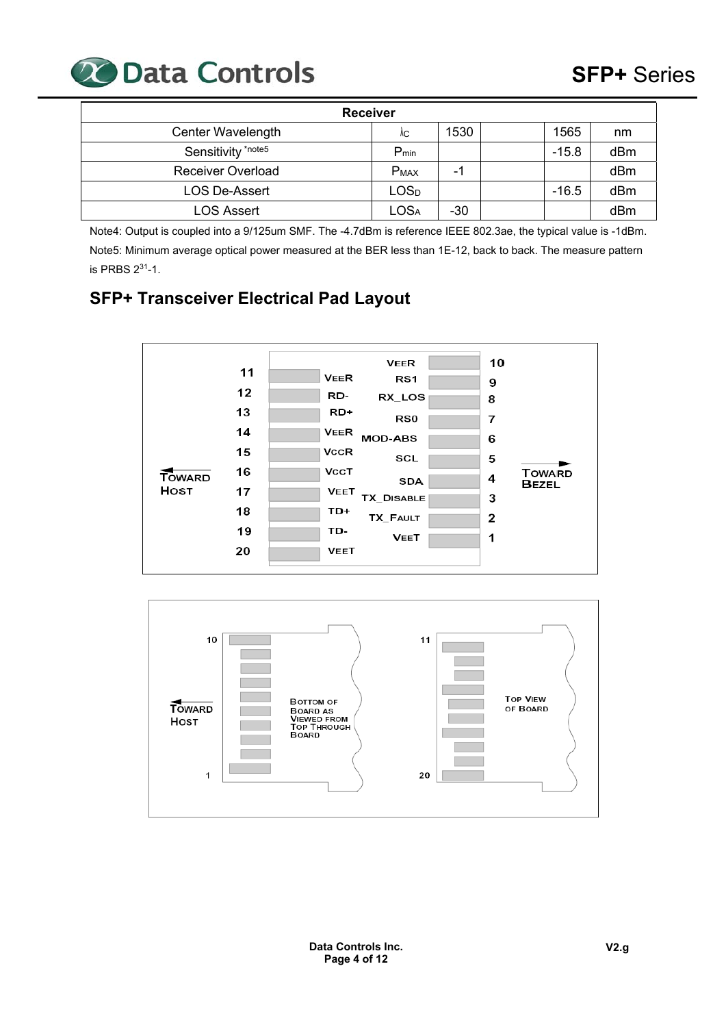| Receiver | | | | | |
|---|---|---|---|---|---|
| Center Wavelength | λC | 1530 | | 1565 | nm |
| Sensitivity *note5 | $P_{min}$ | | | -15.8 | dBm |
| Receiver Overload | $P_{MAX}$ | -1 | | | dBm |
| LOS De-Assert | $LOS_D$ | | | -16.5 | dBm |
| LOS Assert | $LOS_A$ | -30 | | | dBm |

Note4: Output is coupled into a 9/125um SMF. The -4.7dBm is reference IEEE 802.3ae, the typical value is -1dBm.

Note5: Minimum average optical power measured at the BER less than 1E-12, back to back. The measure pattern is PRBS $2^{31}$-1.

## SFP+ Transceiver Electrical Pad Layout

| Pin | Name | Name | Pin |
|---|---|---|---|
| 11 | VEER | VEER | 10 |
| 12 | RD- | RS1 | 9 |
| 13 | RD+ | RX_LOS | 8 |
| 14 | VEER | RS0 | 7 |
| 15 | VCCR | MOD-ABS | 6 |
| 16 | VCCT | SCL | 5 |
| 17 | VEET | SDA | 4 |
| 18 | TD+ | TX_DISABLE | 3 |
| 19 | TD- | TX_FAULT | 2 |
| 20 | VEET | VEET | 1 |

TOWARD HOST ← → TOWARD BEZEL

TOWARD HOST ←

10 … 1: BOTTOM OF BOARD AS VIEWED FROM TOP THROUGH BOARD

11 … 20: TOP VIEW OF BOARD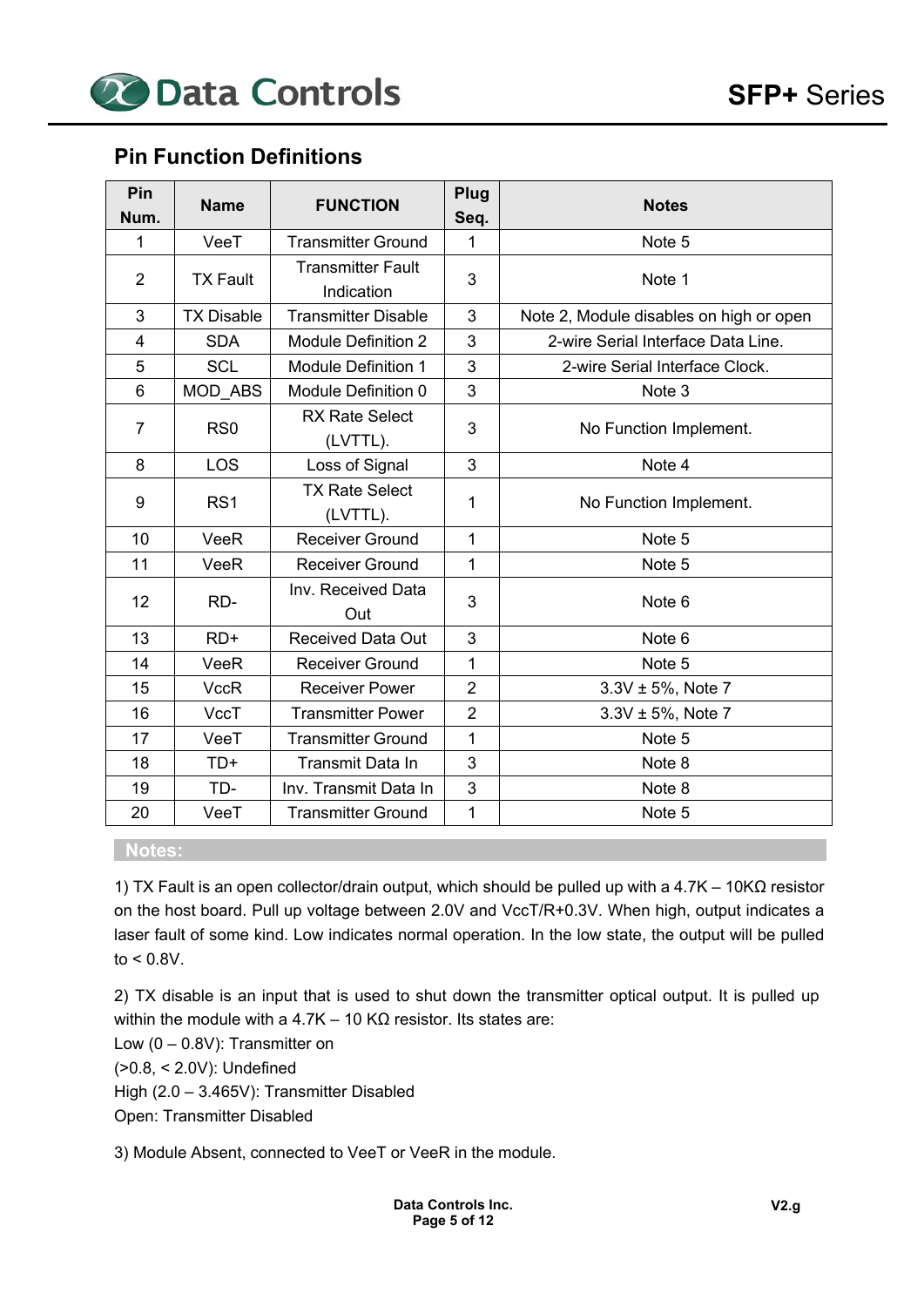## Pin Function Definitions

| Pin Num. | Name | FUNCTION | Plug Seq. | Notes |
|---|---|---|---|---|
| 1 | VeeT | Transmitter Ground | 1 | Note 5 |
| 2 | TX Fault | Transmitter Fault Indication | 3 | Note 1 |
| 3 | TX Disable | Transmitter Disable | 3 | Note 2, Module disables on high or open |
| 4 | SDA | Module Definition 2 | 3 | 2-wire Serial Interface Data Line. |
| 5 | SCL | Module Definition 1 | 3 | 2-wire Serial Interface Clock. |
| 6 | MOD_ABS | Module Definition 0 | 3 | Note 3 |
| 7 | RS0 | RX Rate Select (LVTTL). | 3 | No Function Implement. |
| 8 | LOS | Loss of Signal | 3 | Note 4 |
| 9 | RS1 | TX Rate Select (LVTTL). | 1 | No Function Implement. |
| 10 | VeeR | Receiver Ground | 1 | Note 5 |
| 11 | VeeR | Receiver Ground | 1 | Note 5 |
| 12 | RD- | Inv. Received Data Out | 3 | Note 6 |
| 13 | RD+ | Received Data Out | 3 | Note 6 |
| 14 | VeeR | Receiver Ground | 1 | Note 5 |
| 15 | VccR | Receiver Power | 2 | 3.3V ± 5%, Note 7 |
| 16 | VccT | Transmitter Power | 2 | 3.3V ± 5%, Note 7 |
| 17 | VeeT | Transmitter Ground | 1 | Note 5 |
| 18 | TD+ | Transmit Data In | 3 | Note 8 |
| 19 | TD- | Inv. Transmit Data In | 3 | Note 8 |
| 20 | VeeT | Transmitter Ground | 1 | Note 5 |

**Notes:**

1) TX Fault is an open collector/drain output, which should be pulled up with a 4.7K – 10KΩ resistor on the host board. Pull up voltage between 2.0V and VccT/R+0.3V. When high, output indicates a laser fault of some kind. Low indicates normal operation. In the low state, the output will be pulled to < 0.8V.

2) TX disable is an input that is used to shut down the transmitter optical output. It is pulled up within the module with a 4.7K – 10 KΩ resistor. Its states are:
Low (0 – 0.8V): Transmitter on
(>0.8, < 2.0V): Undefined
High (2.0 – 3.465V): Transmitter Disabled
Open: Transmitter Disabled

3) Module Absent, connected to VeeT or VeeR in the module.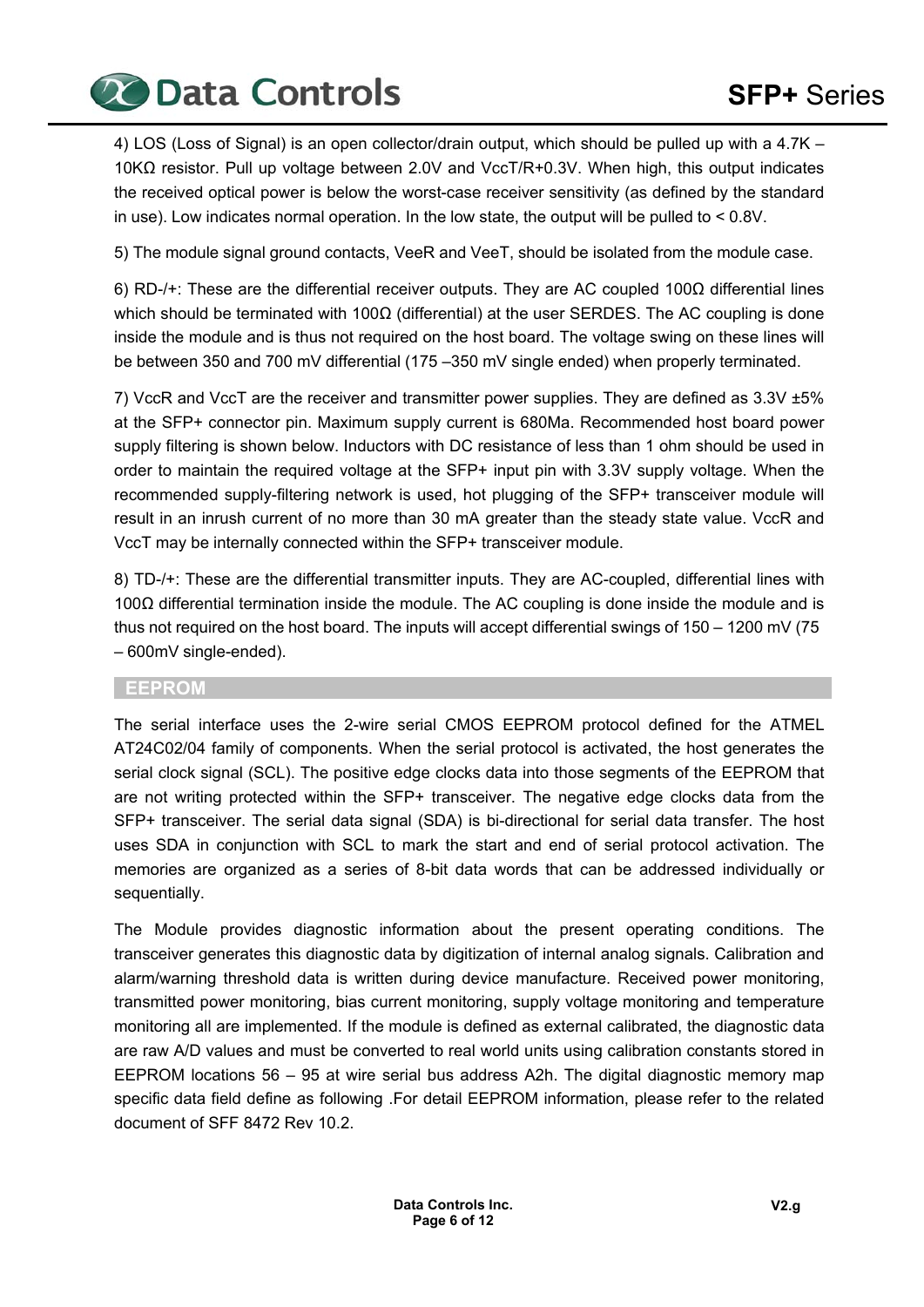4) LOS (Loss of Signal) is an open collector/drain output, which should be pulled up with a 4.7K – 10KΩ resistor. Pull up voltage between 2.0V and VccT/R+0.3V. When high, this output indicates the received optical power is below the worst-case receiver sensitivity (as defined by the standard in use). Low indicates normal operation. In the low state, the output will be pulled to < 0.8V.

5) The module signal ground contacts, VeeR and VeeT, should be isolated from the module case.

6) RD-/+: These are the differential receiver outputs. They are AC coupled 100Ω differential lines which should be terminated with 100Ω (differential) at the user SERDES. The AC coupling is done inside the module and is thus not required on the host board. The voltage swing on these lines will be between 350 and 700 mV differential (175 –350 mV single ended) when properly terminated.

7) VccR and VccT are the receiver and transmitter power supplies. They are defined as 3.3V ±5% at the SFP+ connector pin. Maximum supply current is 680Ma. Recommended host board power supply filtering is shown below. Inductors with DC resistance of less than 1 ohm should be used in order to maintain the required voltage at the SFP+ input pin with 3.3V supply voltage. When the recommended supply-filtering network is used, hot plugging of the SFP+ transceiver module will result in an inrush current of no more than 30 mA greater than the steady state value. VccR and VccT may be internally connected within the SFP+ transceiver module.

8) TD-/+: These are the differential transmitter inputs. They are AC-coupled, differential lines with 100Ω differential termination inside the module. The AC coupling is done inside the module and is thus not required on the host board. The inputs will accept differential swings of 150 – 1200 mV (75 – 600mV single-ended).

## EEPROM

The serial interface uses the 2-wire serial CMOS EEPROM protocol defined for the ATMEL AT24C02/04 family of components. When the serial protocol is activated, the host generates the serial clock signal (SCL). The positive edge clocks data into those segments of the EEPROM that are not writing protected within the SFP+ transceiver. The negative edge clocks data from the SFP+ transceiver. The serial data signal (SDA) is bi-directional for serial data transfer. The host uses SDA in conjunction with SCL to mark the start and end of serial protocol activation. The memories are organized as a series of 8-bit data words that can be addressed individually or sequentially.

The Module provides diagnostic information about the present operating conditions. The transceiver generates this diagnostic data by digitization of internal analog signals. Calibration and alarm/warning threshold data is written during device manufacture. Received power monitoring, transmitted power monitoring, bias current monitoring, supply voltage monitoring and temperature monitoring all are implemented. If the module is defined as external calibrated, the diagnostic data are raw A/D values and must be converted to real world units using calibration constants stored in EEPROM locations 56 – 95 at wire serial bus address A2h. The digital diagnostic memory map specific data field define as following .For detail EEPROM information, please refer to the related document of SFF 8472 Rev 10.2.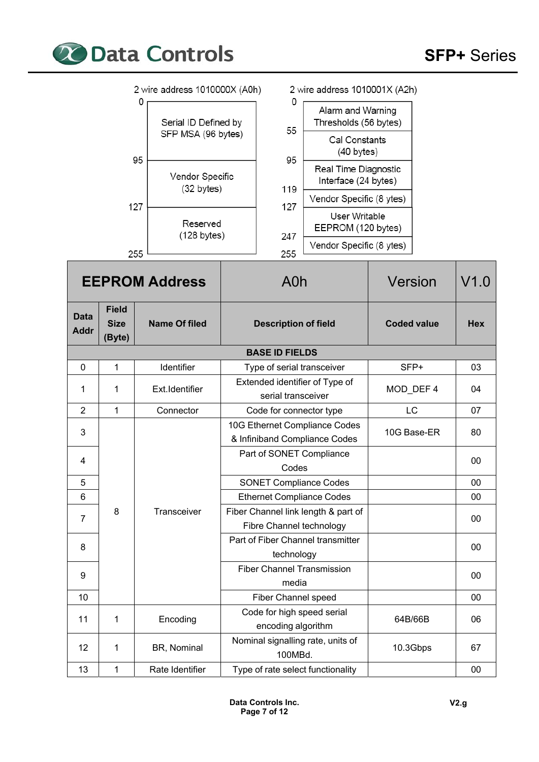2 wire address 1010000X (A0h)

| Address | Content |
|---|---|
| 0 | Serial ID Defined by SFP MSA (96 bytes) |
| 95 | Vendor Specific (32 bytes) |
| 127 | Reserved (128 bytes) |
| 255 | |

2 wire address 1010001X (A2h)

| Address | Content |
|---|---|
| 0 | Alarm and Warning Thresholds (56 bytes) |
| 55 | Cal Constants (40 bytes) |
| 95 | Real Time Diagnostic Interface (24 bytes) |
| 119 | Vendor Specific (8 ytes) |
| 127 | User Writable EEPROM (120 bytes) |
| 247 | Vendor Specific (8 ytes) |
| 255 | |

| **EEPROM Address** | | | A0h | Version | V1.0 |
|---|---|---|---|---|---|
| **Data Addr** | **Field Size (Byte)** | **Name Of filed** | **Description of field** | **Coded value** | **Hex** |
| **BASE ID FIELDS** | | | | | |
| 0 | 1 | Identifier | Type of serial transceiver | SFP+ | 03 |
| 1 | 1 | Ext.Identifier | Extended identifier of Type of serial transceiver | MOD_DEF 4 | 04 |
| 2 | 1 | Connector | Code for connector type | LC | 07 |
| 3 | 8 | Transceiver | 10G Ethernet Compliance Codes & Infiniband Compliance Codes | 10G Base-ER | 80 |
| 4 | | | Part of SONET Compliance Codes | | 00 |
| 5 | | | SONET Compliance Codes | | 00 |
| 6 | | | Ethernet Compliance Codes | | 00 |
| 7 | | | Fiber Channel link length & part of Fibre Channel technology | | 00 |
| 8 | | | Part of Fiber Channel transmitter technology | | 00 |
| 9 | | | Fiber Channel Transmission media | | 00 |
| 10 | | | Fiber Channel speed | | 00 |
| 11 | 1 | Encoding | Code for high speed serial encoding algorithm | 64B/66B | 06 |
| 12 | 1 | BR, Nominal | Nominal signalling rate, units of 100MBd. | 10.3Gbps | 67 |
| 13 | 1 | Rate Identifier | Type of rate select functionality | | 00 |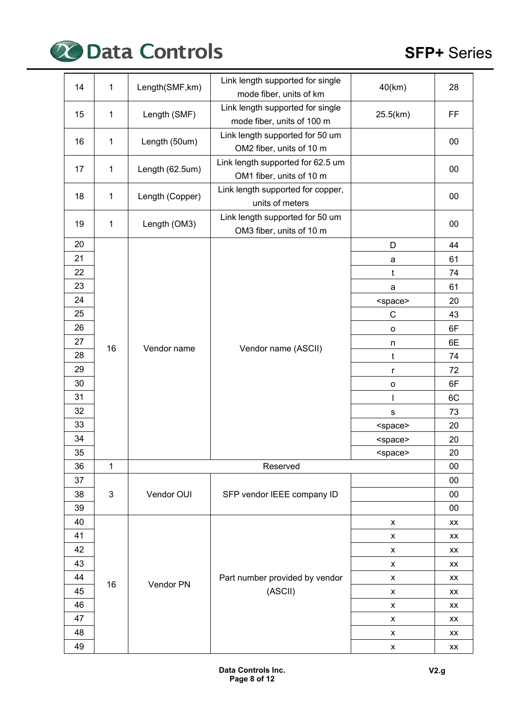| 14 | 1 | Length(SMF,km) | Link length supported for single mode fiber, units of km | 40(km) | 28 |
|---|---|---|---|---|---|
| 15 | 1 | Length (SMF) | Link length supported for single mode fiber, units of 100 m | 25.5(km) | FF |
| 16 | 1 | Length (50um) | Link length supported for 50 um OM2 fiber, units of 10 m | | 00 |
| 17 | 1 | Length (62.5um) | Link length supported for 62.5 um OM1 fiber, units of 10 m | | 00 |
| 18 | 1 | Length (Copper) | Link length supported for copper, units of meters | | 00 |
| 19 | 1 | Length (OM3) | Link length supported for 50 um OM3 fiber, units of 10 m | | 00 |
| 20 | 16 | Vendor name | Vendor name (ASCII) | D | 44 |
| 21 | | | | a | 61 |
| 22 | | | | t | 74 |
| 23 | | | | a | 61 |
| 24 | | | | <space> | 20 |
| 25 | | | | C | 43 |
| 26 | | | | o | 6F |
| 27 | | | | n | 6E |
| 28 | | | | t | 74 |
| 29 | | | | r | 72 |
| 30 | | | | o | 6F |
| 31 | | | | l | 6C |
| 32 | | | | s | 73 |
| 33 | | | | <space> | 20 |
| 34 | | | | <space> | 20 |
| 35 | | | | <space> | 20 |
| 36 | 1 | Reserved | | | 00 |
| 37 | 3 | Vendor OUI | SFP vendor IEEE company ID | | 00 |
| 38 | | | | | 00 |
| 39 | | | | | 00 |
| 40 | 16 | Vendor PN | Part number provided by vendor (ASCII) | x | xx |
| 41 | | | | x | xx |
| 42 | | | | x | xx |
| 43 | | | | x | xx |
| 44 | | | | x | xx |
| 45 | | | | x | xx |
| 46 | | | | x | xx |
| 47 | | | | x | xx |
| 48 | | | | x | xx |
| 49 | | | | x | xx |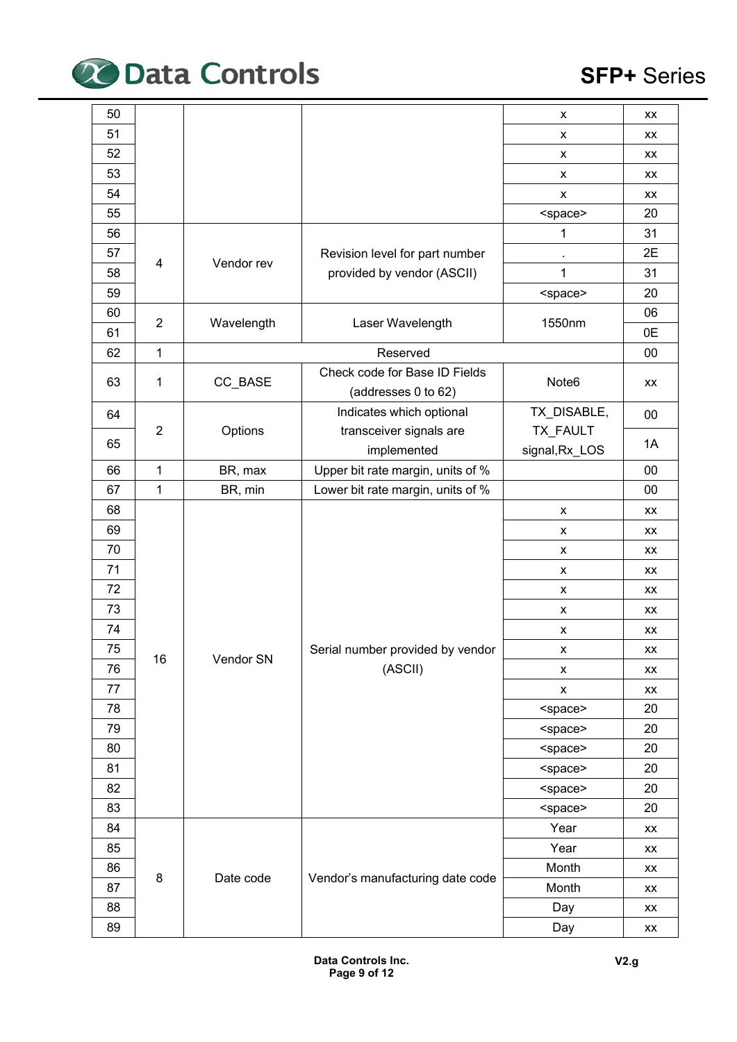| | | | | | |
|---|---|---|---|---|---|
| 50 | | | | x | xx |
| 51 | | | | x | xx |
| 52 | | | | x | xx |
| 53 | | | | x | xx |
| 54 | | | | x | xx |
| 55 | | | | <space> | 20 |
| 56 | 4 | Vendor rev | Revision level for part number provided by vendor (ASCII) | 1 | 31 |
| 57 | | | | . | 2E |
| 58 | | | | 1 | 31 |
| 59 | | | | <space> | 20 |
| 60 | 2 | Wavelength | Laser Wavelength | 1550nm | 06 |
| 61 | | | | | 0E |
| 62 | 1 | Reserved | | | 00 |
| 63 | 1 | CC_BASE | Check code for Base ID Fields (addresses 0 to 62) | Note6 | xx |
| 64 | 2 | Options | Indicates which optional transceiver signals are implemented | TX_DISABLE, TX_FAULT signal,Rx_LOS | 00 |
| 65 | | | | | 1A |
| 66 | 1 | BR, max | Upper bit rate margin, units of % | | 00 |
| 67 | 1 | BR, min | Lower bit rate margin, units of % | | 00 |
| 68 | 16 | Vendor SN | Serial number provided by vendor (ASCII) | x | xx |
| 69 | | | | x | xx |
| 70 | | | | x | xx |
| 71 | | | | x | xx |
| 72 | | | | x | xx |
| 73 | | | | x | xx |
| 74 | | | | x | xx |
| 75 | | | | x | xx |
| 76 | | | | x | xx |
| 77 | | | | x | xx |
| 78 | | | | <space> | 20 |
| 79 | | | | <space> | 20 |
| 80 | | | | <space> | 20 |
| 81 | | | | <space> | 20 |
| 82 | | | | <space> | 20 |
| 83 | | | | <space> | 20 |
| 84 | 8 | Date code | Vendor's manufacturing date code | Year | xx |
| 85 | | | | Year | xx |
| 86 | | | | Month | xx |
| 87 | | | | Month | xx |
| 88 | | | | Day | xx |
| 89 | | | | Day | xx |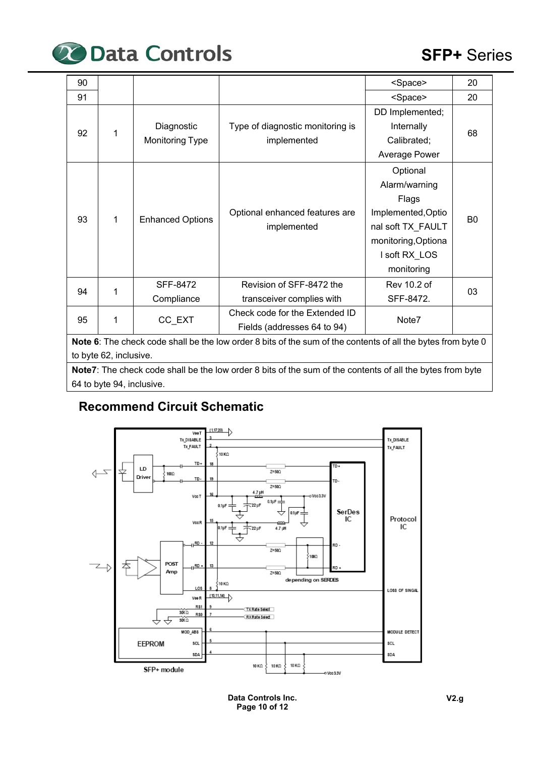| 90 | | | | <Space> | 20 |
|---|---|---|---|---|---|
| 91 | | | | <Space> | 20 |
| 92 | 1 | Diagnostic Monitoring Type | Type of diagnostic monitoring is implemented | DD Implemented; Internally Calibrated; Average Power | 68 |
| 93 | 1 | Enhanced Options | Optional enhanced features are implemented | Optional Alarm/warning Flags Implemented,Optional soft TX_FAULT monitoring,Optional soft RX_LOS monitoring | B0 |
| 94 | 1 | SFF-8472 Compliance | Revision of SFF-8472 the transceiver complies with | Rev 10.2 of SFF-8472. | 03 |
| 95 | 1 | CC_EXT | Check code for the Extended ID Fields (addresses 64 to 94) | Note7 | |

**Note 6**: The check code shall be the low order 8 bits of the sum of the contents of all the bytes from byte 0 to byte 62, inclusive.

**Note7**: The check code shall be the low order 8 bits of the sum of the contents of all the bytes from byte 64 to byte 94, inclusive.

## Recommend Circuit Schematic

SFP+ module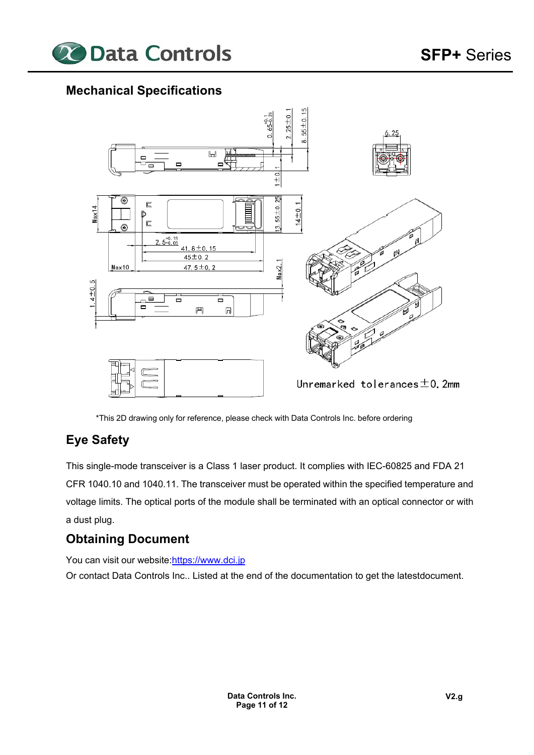## Mechanical Specifications

Unremarked tolerances ±0.2mm

*This 2D drawing only for reference, please check with Data Controls Inc. before ordering

## Eye Safety

This single-mode transceiver is a Class 1 laser product. It complies with IEC-60825 and FDA 21 CFR 1040.10 and 1040.11. The transceiver must be operated within the specified temperature and voltage limits. The optical ports of the module shall be terminated with an optical connector or with a dust plug.

## Obtaining Document

You can visit our website:https://www.dci.jp

Or contact Data Controls Inc.. Listed at the end of the documentation to get the latestdocument.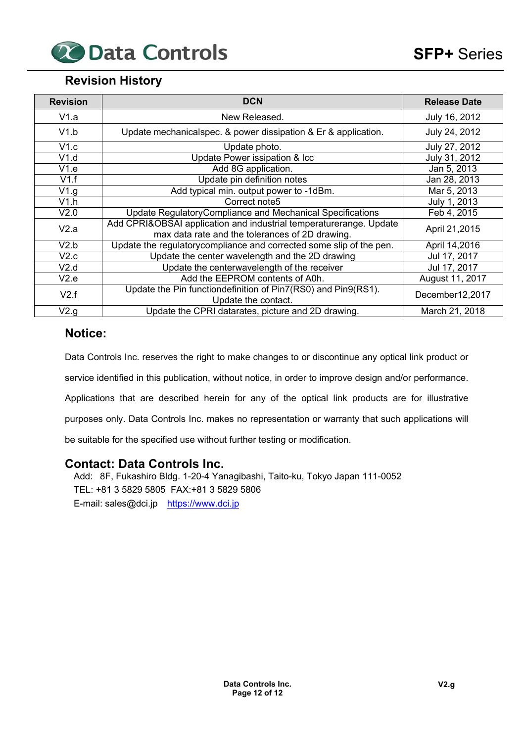## Revision History

| Revision | DCN | Release Date |
|---|---|---|
| V1.a | New Released. | July 16, 2012 |
| V1.b | Update mechanicalspec. & power dissipation & Er & application. | July 24, 2012 |
| V1.c | Update photo. | July 27, 2012 |
| V1.d | Update Power issipation & Icc | July 31, 2012 |
| V1.e | Add 8G application. | Jan 5, 2013 |
| V1.f | Update pin definition notes | Jan 28, 2013 |
| V1.g | Add typical min. output power to -1dBm. | Mar 5, 2013 |
| V1.h | Correct note5 | July 1, 2013 |
| V2.0 | Update RegulatoryCompliance and Mechanical Specifications | Feb 4, 2015 |
| V2.a | Add CPRI&OBSAI application and industrial temperaturerange. Update max data rate and the tolerances of 2D drawing. | April 21,2015 |
| V2.b | Update the regulatorycompliance and corrected some slip of the pen. | April 14,2016 |
| V2.c | Update the center wavelength and the 2D drawing | Jul 17, 2017 |
| V2.d | Update the centerwavelength of the receiver | Jul 17, 2017 |
| V2.e | Add the EEPROM contents of A0h. | August 11, 2017 |
| V2.f | Update the Pin functiondefinition of Pin7(RS0) and Pin9(RS1). Update the contact. | December12,2017 |
| V2.g | Update the CPRI datarates, picture and 2D drawing. | March 21, 2018 |

## Notice:

Data Controls Inc. reserves the right to make changes to or discontinue any optical link product or service identified in this publication, without notice, in order to improve design and/or performance. Applications that are described herein for any of the optical link products are for illustrative purposes only. Data Controls Inc. makes no representation or warranty that such applications will be suitable for the specified use without further testing or modification.

## Contact: Data Controls Inc.

Add: 8F, Fukashiro Bldg. 1-20-4 Yanagibashi, Taito-ku, Tokyo Japan 111-0052
TEL: +81 3 5829 5805 FAX:+81 3 5829 5806
E-mail: sales@dci.jp https://www.dci.jp